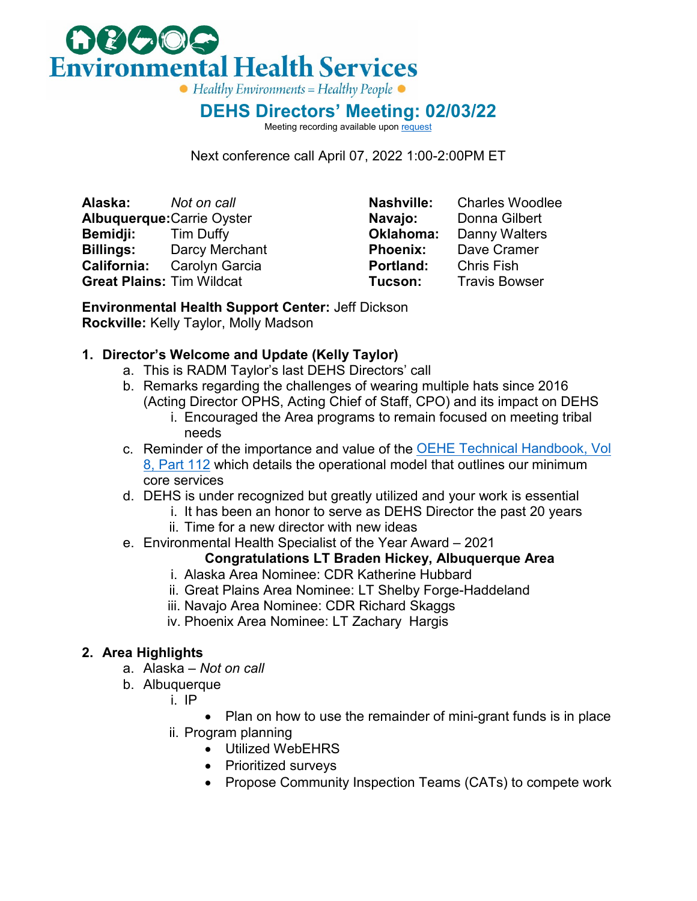# Environmental Health Services

Healthy Environments = Healthy People

## DEHS Directors' Meeting: 02/03/22

Meeting recording available upon [request]

Next conference call April 07, 2022 1:00-2:00PM ET

**Alaska:** *Not on call*
**Albuquerque:** Carrie Oyster
**Bemidji:** Tim Duffy
**Billings:** Darcy Merchant
**California:** Carolyn Garcia
**Great Plains:** Tim Wildcat
**Nashville:** Charles Woodlee
**Navajo:** Donna Gilbert
**Oklahoma:** Danny Walters
**Phoenix:** Dave Cramer
**Portland:** Chris Fish
**Tucson:** Travis Bowser

**Environmental Health Support Center:** Jeff Dickson
**Rockville:** Kelly Taylor, Molly Madson

### 1. Director's Welcome and Update (Kelly Taylor)

a. This is RADM Taylor's last DEHS Directors' call
b. Remarks regarding the challenges of wearing multiple hats since 2016 (Acting Director OPHS, Acting Chief of Staff, CPO) and its impact on DEHS
   i. Encouraged the Area programs to remain focused on meeting tribal needs
c. Reminder of the importance and value of the [OEHE Technical Handbook, Vol 8, Part 112] which details the operational model that outlines our minimum core services
d. DEHS is under recognized but greatly utilized and your work is essential
   i. It has been an honor to serve as DEHS Director the past 20 years
   ii. Time for a new director with new ideas
e. Environmental Health Specialist of the Year Award – 2021

   **Congratulations LT Braden Hickey, Albuquerque Area**

   i. Alaska Area Nominee: CDR Katherine Hubbard
   ii. Great Plains Area Nominee: LT Shelby Forge-Haddeland
   iii. Navajo Area Nominee: CDR Richard Skaggs
   iv. Phoenix Area Nominee: LT Zachary Hargis

### 2. Area Highlights

a. Alaska – *Not on call*
b. Albuquerque
   i. IP
      - Plan on how to use the remainder of mini-grant funds is in place
   ii. Program planning
      - Utilized WebEHRS
      - Prioritized surveys
      - Propose Community Inspection Teams (CATs) to compete work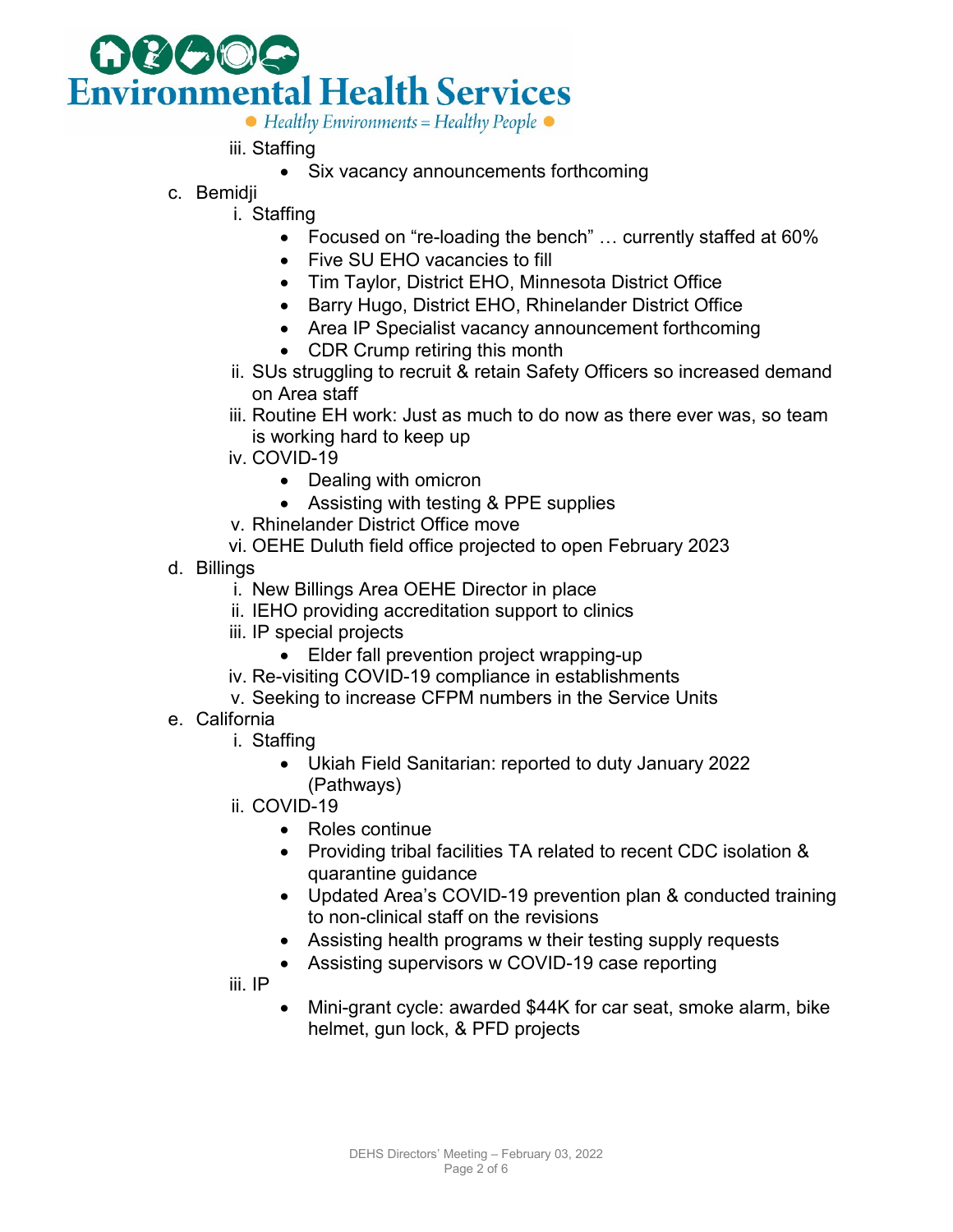iii. Staffing
- Six vacancy announcements forthcoming

c. Bemidji

i. Staffing
- Focused on "re-loading the bench" … currently staffed at 60%
- Five SU EHO vacancies to fill
- Tim Taylor, District EHO, Minnesota District Office
- Barry Hugo, District EHO, Rhinelander District Office
- Area IP Specialist vacancy announcement forthcoming
- CDR Crump retiring this month

ii. SUs struggling to recruit & retain Safety Officers so increased demand on Area staff

iii. Routine EH work: Just as much to do now as there ever was, so team is working hard to keep up

iv. COVID-19
- Dealing with omicron
- Assisting with testing & PPE supplies

v. Rhinelander District Office move

vi. OEHE Duluth field office projected to open February 2023

d. Billings

i. New Billings Area OEHE Director in place

ii. IEHO providing accreditation support to clinics

iii. IP special projects
- Elder fall prevention project wrapping-up

iv. Re-visiting COVID-19 compliance in establishments

v. Seeking to increase CFPM numbers in the Service Units

e. California

i. Staffing
- Ukiah Field Sanitarian: reported to duty January 2022 (Pathways)

ii. COVID-19
- Roles continue
- Providing tribal facilities TA related to recent CDC isolation & quarantine guidance
- Updated Area's COVID-19 prevention plan & conducted training to non-clinical staff on the revisions
- Assisting health programs w their testing supply requests
- Assisting supervisors w COVID-19 case reporting

iii. IP
- Mini-grant cycle: awarded $44K for car seat, smoke alarm, bike helmet, gun lock, & PFD projects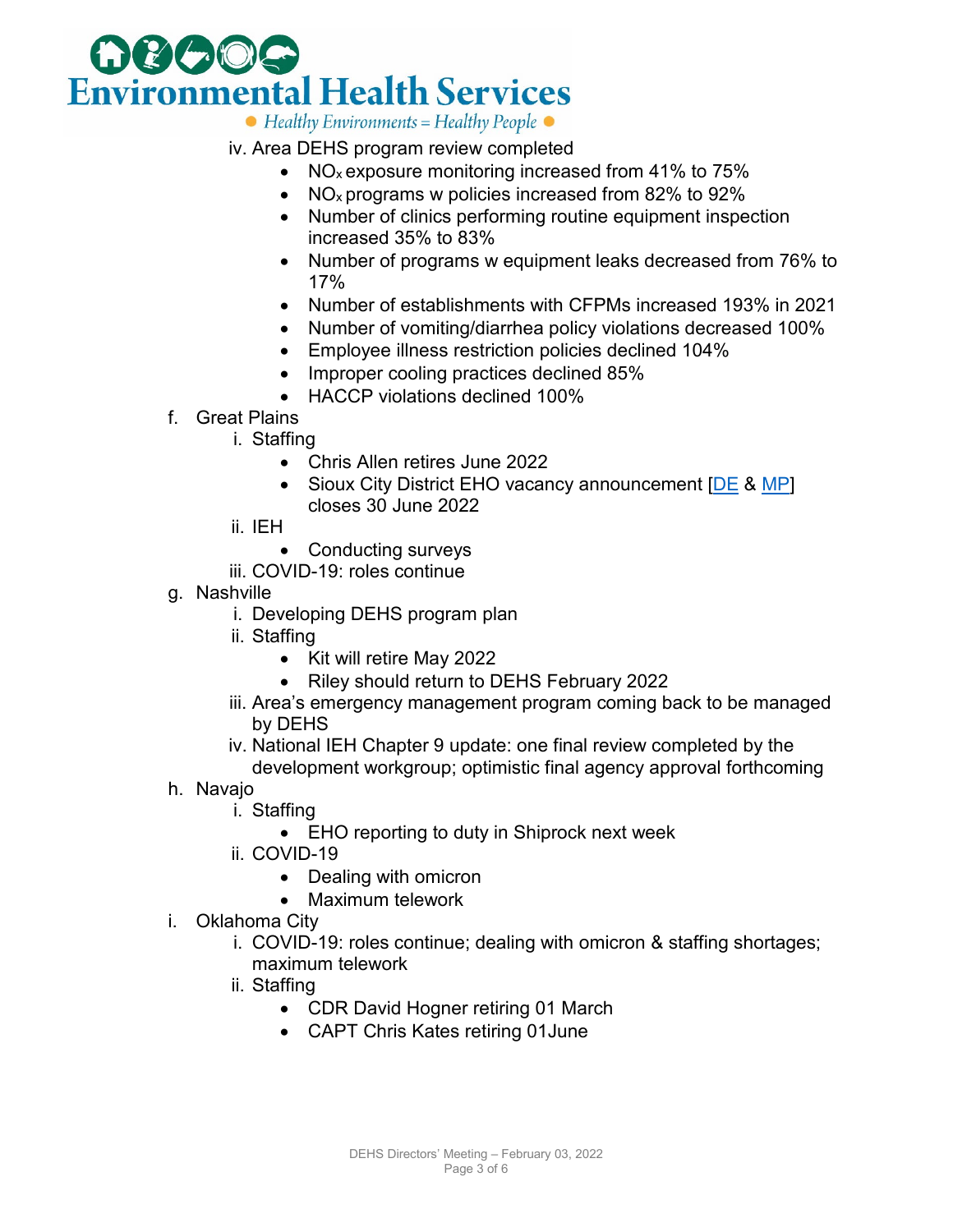iv. Area DEHS program review completed
   - $NO_x$ exposure monitoring increased from 41% to 75%
   - $NO_x$ programs w policies increased from 82% to 92%
   - Number of clinics performing routine equipment inspection increased 35% to 83%
   - Number of programs w equipment leaks decreased from 76% to 17%
   - Number of establishments with CFPMs increased 193% in 2021
   - Number of vomiting/diarrhea policy violations decreased 100%
   - Employee illness restriction policies declined 104%
   - Improper cooling practices declined 85%
   - HACCP violations declined 100%

f. Great Plains
   i. Staffing
      - Chris Allen retires June 2022
      - Sioux City District EHO vacancy announcement [DE & MP] closes 30 June 2022

   ii. IEH
      - Conducting surveys

   iii. COVID-19: roles continue

g. Nashville
   i. Developing DEHS program plan
   ii. Staffing
      - Kit will retire May 2022
      - Riley should return to DEHS February 2022

   iii. Area's emergency management program coming back to be managed by DEHS
   iv. National IEH Chapter 9 update: one final review completed by the development workgroup; optimistic final agency approval forthcoming

h. Navajo
   i. Staffing
      - EHO reporting to duty in Shiprock next week

   ii. COVID-19
      - Dealing with omicron
      - Maximum telework

i. Oklahoma City
   i. COVID-19: roles continue; dealing with omicron & staffing shortages; maximum telework
   ii. Staffing
      - CDR David Hogner retiring 01 March
      - CAPT Chris Kates retiring 01June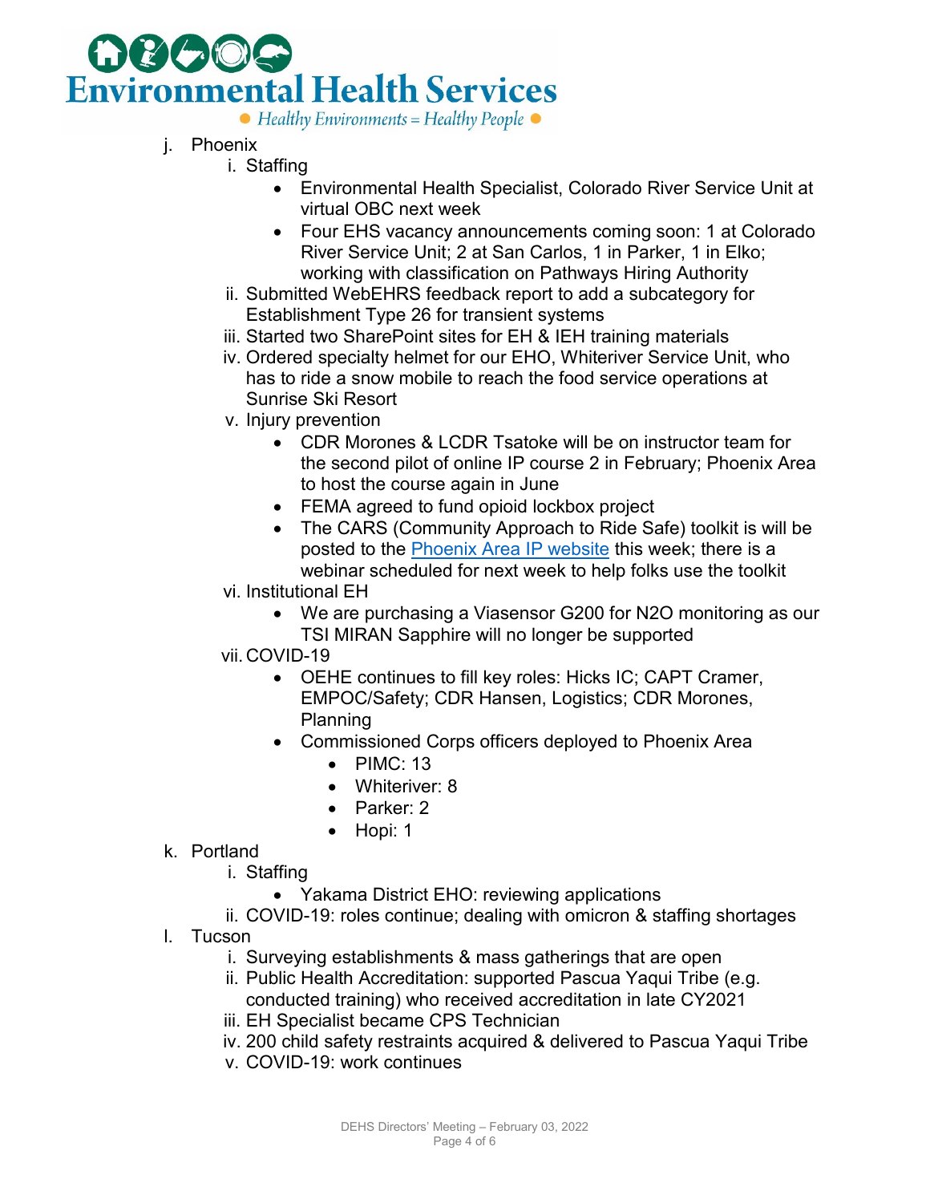j. Phoenix
   i. Staffing
      - Environmental Health Specialist, Colorado River Service Unit at virtual OBC next week
      - Four EHS vacancy announcements coming soon: 1 at Colorado River Service Unit; 2 at San Carlos, 1 in Parker, 1 in Elko; working with classification on Pathways Hiring Authority
   ii. Submitted WebEHRS feedback report to add a subcategory for Establishment Type 26 for transient systems
   iii. Started two SharePoint sites for EH & IEH training materials
   iv. Ordered specialty helmet for our EHO, Whiteriver Service Unit, who has to ride a snow mobile to reach the food service operations at Sunrise Ski Resort
   v. Injury prevention
      - CDR Morones & LCDR Tsatoke will be on instructor team for the second pilot of online IP course 2 in February; Phoenix Area to host the course again in June
      - FEMA agreed to fund opioid lockbox project
      - The CARS (Community Approach to Ride Safe) toolkit is will be posted to the Phoenix Area IP website this week; there is a webinar scheduled for next week to help folks use the toolkit
   vi. Institutional EH
      - We are purchasing a Viasensor G200 for $N_2O$ monitoring as our TSI MIRAN Sapphire will no longer be supported
   vii. COVID-19
      - OEHE continues to fill key roles: Hicks IC; CAPT Cramer, EMPOC/Safety; CDR Hansen, Logistics; CDR Morones, Planning
      - Commissioned Corps officers deployed to Phoenix Area
         - PIMC: 13
         - Whiteriver: 8
         - Parker: 2
         - Hopi: 1

k. Portland
   i. Staffing
      - Yakama District EHO: reviewing applications
   ii. COVID-19: roles continue; dealing with omicron & staffing shortages

l. Tucson
   i. Surveying establishments & mass gatherings that are open
   ii. Public Health Accreditation: supported Pascua Yaqui Tribe (e.g. conducted training) who received accreditation in late CY2021
   iii. EH Specialist became CPS Technician
   iv. 200 child safety restraints acquired & delivered to Pascua Yaqui Tribe
   v. COVID-19: work continues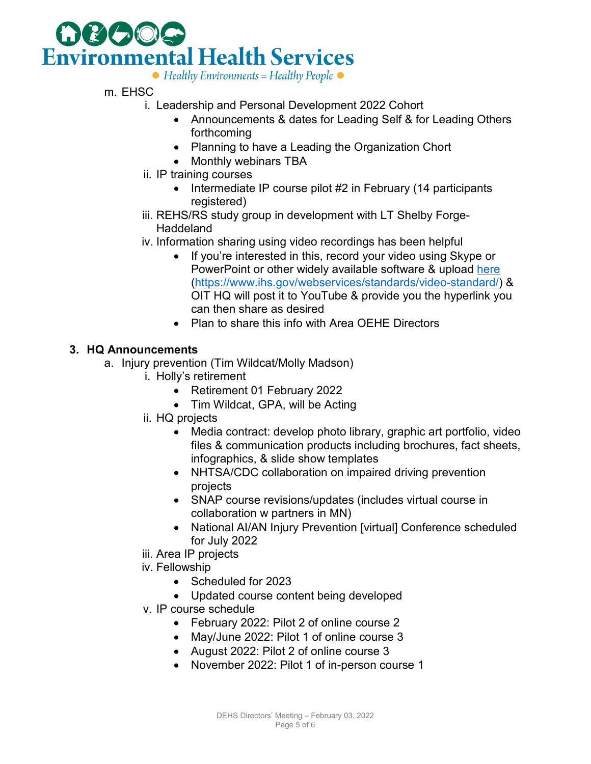m. EHSC

  i. Leadership and Personal Development 2022 Cohort
     - Announcements & dates for Leading Self & for Leading Others forthcoming
     - Planning to have a Leading the Organization Chort
     - Monthly webinars TBA
  ii. IP training courses
     - Intermediate IP course pilot #2 in February (14 participants registered)
  iii. REHS/RS study group in development with LT Shelby Forge-Haddeland
  iv. Information sharing using video recordings has been helpful
     - If you're interested in this, record your video using Skype or PowerPoint or other widely available software & upload [here](https://www.ihs.gov/webservices/standards/video-standard/) (https://www.ihs.gov/webservices/standards/video-standard/) & OIT HQ will post it to YouTube & provide you the hyperlink you can then share as desired
     - Plan to share this info with Area OEHE Directors

**3. HQ Announcements**

a. Injury prevention (Tim Wildcat/Molly Madson)

  i. Holly's retirement
     - Retirement 01 February 2022
     - Tim Wildcat, GPA, will be Acting
  ii. HQ projects
     - Media contract: develop photo library, graphic art portfolio, video files & communication products including brochures, fact sheets, infographics, & slide show templates
     - NHTSA/CDC collaboration on impaired driving prevention projects
     - SNAP course revisions/updates (includes virtual course in collaboration w partners in MN)
     - National AI/AN Injury Prevention [virtual] Conference scheduled for July 2022
  iii. Area IP projects
  iv. Fellowship
     - Scheduled for 2023
     - Updated course content being developed
  v. IP course schedule
     - February 2022: Pilot 2 of online course 2
     - May/June 2022: Pilot 1 of online course 3
     - August 2022: Pilot 2 of online course 3
     - November 2022: Pilot 1 of in-person course 1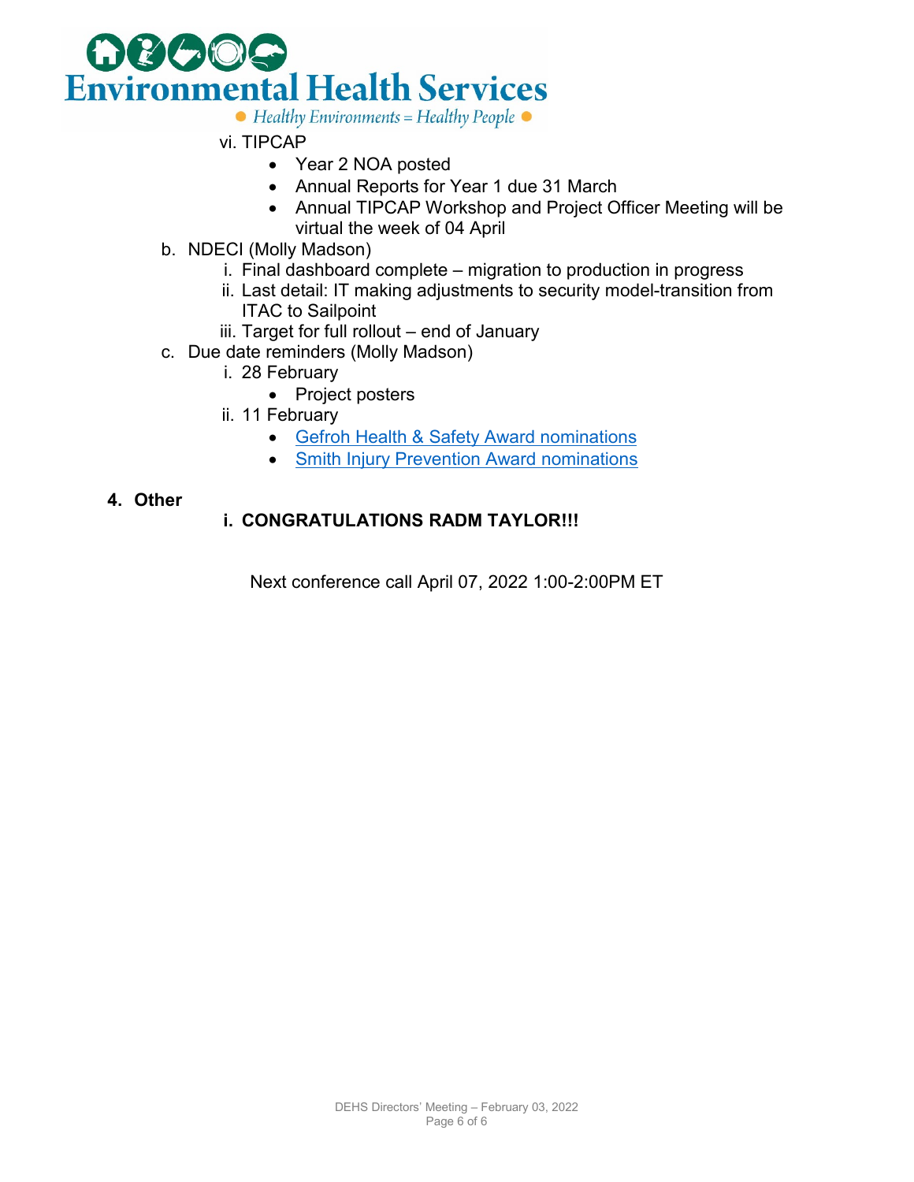vi. TIPCAP

- Year 2 NOA posted
- Annual Reports for Year 1 due 31 March
- Annual TIPCAP Workshop and Project Officer Meeting will be virtual the week of 04 April

b. NDECI (Molly Madson)

i. Final dashboard complete – migration to production in progress

ii. Last detail: IT making adjustments to security model-transition from ITAC to Sailpoint

iii. Target for full rollout – end of January

c. Due date reminders (Molly Madson)

i. 28 February

- Project posters

ii. 11 February

- Gefroh Health & Safety Award nominations
- Smith Injury Prevention Award nominations

**4. Other**

**i. CONGRATULATIONS RADM TAYLOR!!!**

Next conference call April 07, 2022 1:00-2:00PM ET